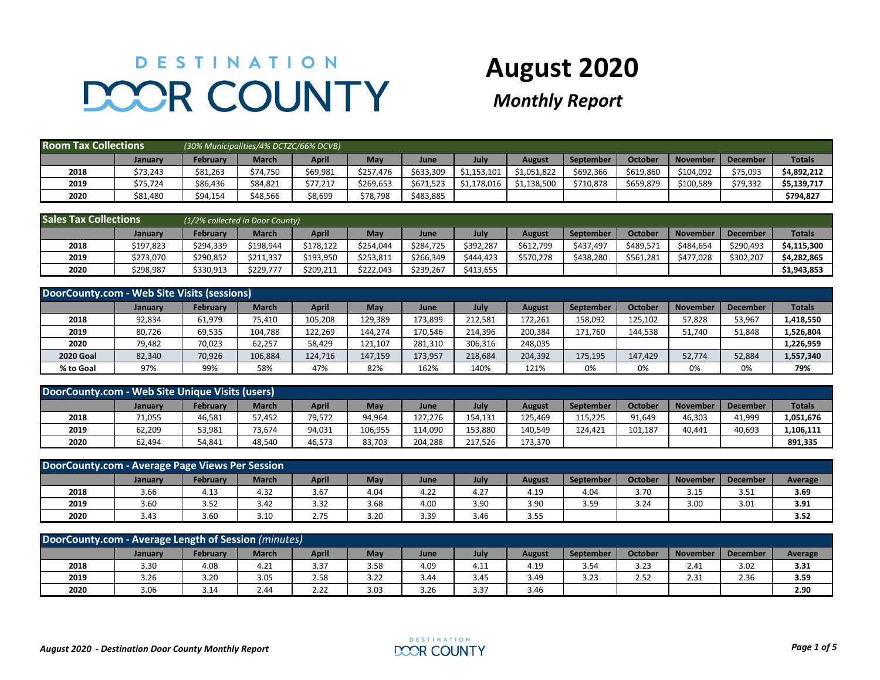# DESTINATION DOOR COUNTY

# August 2020

## *Monthly Report*

| Room Tax Collections | *(30% Municipalities/4% DCTZC/66% DCVB)* | | | | | | | | | | | | |
|---|---|---|---|---|---|---|---|---|---|---|---|---|---|
| | January | February | March | April | May | June | July | August | September | October | November | December | Totals |
| 2018 | $73,243 | $81,263 | $74,750 | $69,981 | $257,476 | $633,309 | $1,153,101 | $1,051,822 | $692,366 | $619,860 | $104,092 | $75,093 | **$4,892,212** |
| 2019 | $75,724 | $86,436 | $84,821 | $77,217 | $269,653 | $671,523 | $1,178,016 | $1,138,500 | $710,878 | $659,879 | $100,589 | $79,332 | **$5,139,717** |
| 2020 | $81,480 | $94,154 | $48,566 | $8,699 | $78,798 | $483,885 | | | | | | | **$794,827** |

| Sales Tax Collections | *(1/2% collected in Door County)* | | | | | | | | | | | | |
|---|---|---|---|---|---|---|---|---|---|---|---|---|---|
| | January | February | March | April | May | June | July | August | September | October | November | December | Totals |
| 2018 | $197,823 | $294,339 | $198,944 | $178,122 | $254,044 | $284,725 | $392,287 | $612,799 | $437,497 | $489,571 | $484,654 | $290,493 | **$4,115,300** |
| 2019 | $273,070 | $290,852 | $211,337 | $193,950 | $253,811 | $266,349 | $444,423 | $570,278 | $438,280 | $561,281 | $477,028 | $302,207 | **$4,282,865** |
| 2020 | $298,987 | $330,913 | $229,777 | $209,211 | $222,043 | $239,267 | $413,655 | | | | | | **$1,943,853** |

| DoorCounty.com - Web Site Visits (sessions) | | | | | | | | | | | | | |
|---|---|---|---|---|---|---|---|---|---|---|---|---|---|
| | January | February | March | April | May | June | July | August | September | October | November | December | Totals |
| 2018 | 92,834 | 61,979 | 75,410 | 105,208 | 129,389 | 173,899 | 212,581 | 172,261 | 158,092 | 125,102 | 57,828 | 53,967 | **1,418,550** |
| 2019 | 80,726 | 69,535 | 104,788 | 122,269 | 144,274 | 170,546 | 214,396 | 200,384 | 171,760 | 144,538 | 51,740 | 51,848 | **1,526,804** |
| 2020 | 79,482 | 70,023 | 62,257 | 58,429 | 121,107 | 281,310 | 306,316 | 248,035 | | | | | **1,226,959** |
| 2020 Goal | 82,340 | 70,926 | 106,884 | 124,716 | 147,159 | 173,957 | 218,684 | 204,392 | 175,195 | 147,429 | 52,774 | 52,884 | **1,557,340** |
| % to Goal | 97% | 99% | 58% | 47% | 82% | 162% | 140% | 121% | 0% | 0% | 0% | 0% | **79%** |

| DoorCounty.com - Web Site Unique Visits (users) | | | | | | | | | | | | | |
|---|---|---|---|---|---|---|---|---|---|---|---|---|---|
| | January | February | March | April | May | June | July | August | September | October | November | December | Totals |
| 2018 | 71,055 | 46,581 | 57,452 | 79,572 | 94,964 | 127,276 | 154,131 | 125,469 | 115,225 | 91,649 | 46,303 | 41,999 | **1,051,676** |
| 2019 | 62,209 | 53,981 | 73,674 | 94,031 | 106,955 | 114,090 | 153,880 | 140,549 | 124,421 | 101,187 | 40,441 | 40,693 | **1,106,111** |
| 2020 | 62,494 | 54,841 | 48,540 | 46,573 | 83,703 | 204,288 | 217,526 | 173,370 | | | | | **891,335** |

| DoorCounty.com - Average Page Views Per Session | | | | | | | | | | | | | |
|---|---|---|---|---|---|---|---|---|---|---|---|---|---|
| | January | February | March | April | May | June | July | August | September | October | November | December | Average |
| 2018 | 3.66 | 4.13 | 4.32 | 3.67 | 4.04 | 4.22 | 4.27 | 4.19 | 4.04 | 3.70 | 3.15 | 3.51 | **3.69** |
| 2019 | 3.60 | 3.52 | 3.42 | 3.32 | 3.68 | 4.00 | 3.90 | 3.90 | 3.59 | 3.24 | 3.00 | 3.01 | **3.91** |
| 2020 | 3.43 | 3.60 | 3.10 | 2.75 | 3.20 | 3.39 | 3.46 | 3.55 | | | | | **3.52** |

| DoorCounty.com - Average Length of Session *(minutes)* | | | | | | | | | | | | | |
|---|---|---|---|---|---|---|---|---|---|---|---|---|---|
| | January | February | March | April | May | June | July | August | September | October | November | December | Average |
| 2018 | 3.30 | 4.08 | 4.21 | 3.37 | 3.58 | 4.09 | 4.11 | 4.19 | 3.54 | 3.23 | 2.41 | 3.02 | **3.31** |
| 2019 | 3.26 | 3.20 | 3.05 | 2.58 | 3.22 | 3.44 | 3.45 | 3.49 | 3.23 | 2.52 | 2.31 | 2.36 | **3.59** |
| 2020 | 3.06 | 3.14 | 2.44 | 2.22 | 3.03 | 3.26 | 3.37 | 3.46 | | | | | **2.90** |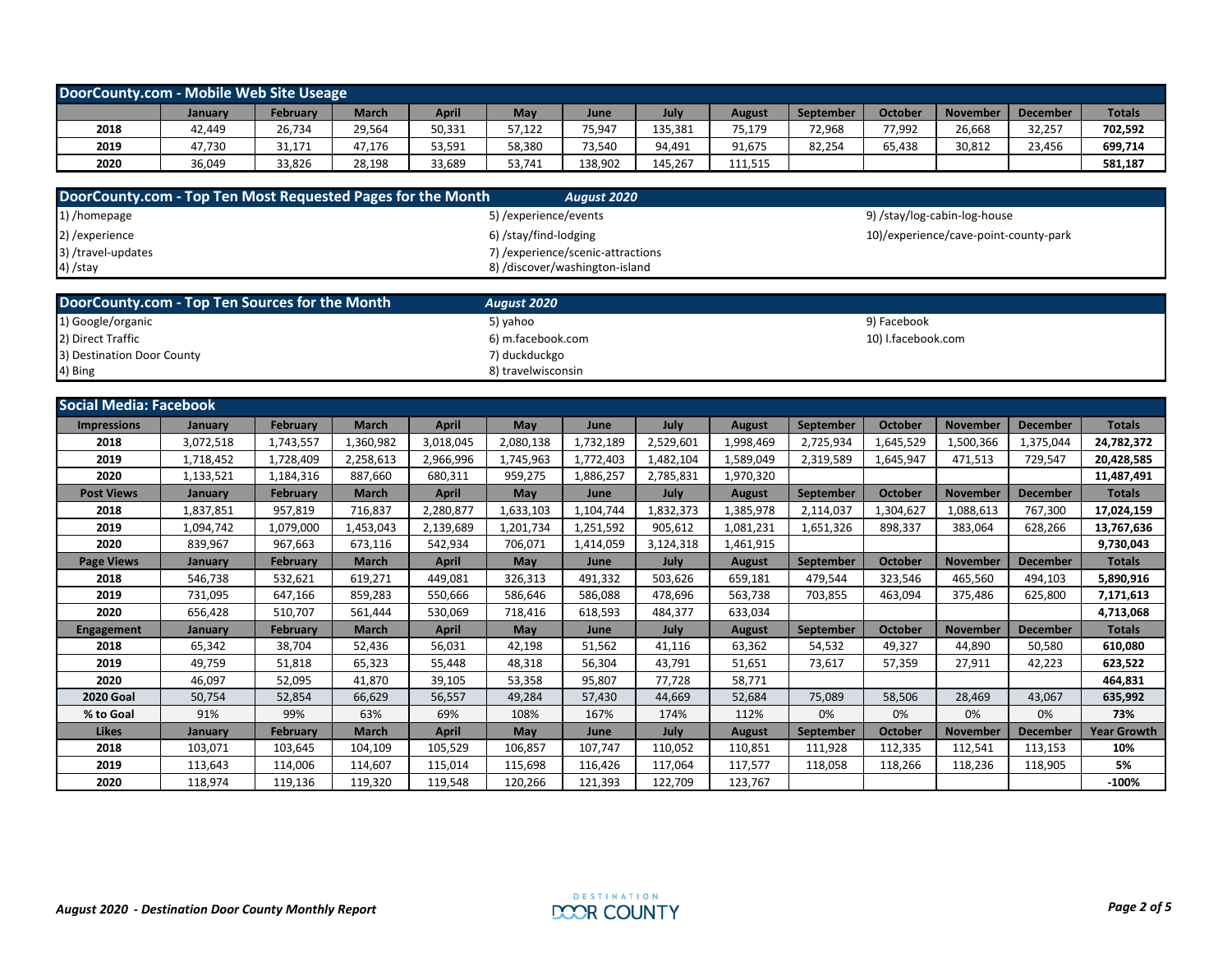## DoorCounty.com - Mobile Web Site Useage

| | January | February | March | April | May | June | July | August | September | October | November | December | Totals |
|---|---|---|---|---|---|---|---|---|---|---|---|---|---|
| 2018 | 42,449 | 26,734 | 29,564 | 50,331 | 57,122 | 75,947 | 135,381 | 75,179 | 72,968 | 77,992 | 26,668 | 32,257 | 702,592 |
| 2019 | 47,730 | 31,171 | 47,176 | 53,591 | 58,380 | 73,540 | 94,491 | 91,675 | 82,254 | 65,438 | 30,812 | 23,456 | 699,714 |
| 2020 | 36,049 | 33,826 | 28,198 | 33,689 | 53,741 | 138,902 | 145,267 | 111,515 | | | | | 581,187 |

## DoorCounty.com - Top Ten Most Requested Pages for the Month — *August 2020*

1) /homepage
2) /experience
3) /travel-updates
4) /stay
5) /experience/events
6) /stay/find-lodging
7) /experience/scenic-attractions
8) /discover/washington-island
9) /stay/log-cabin-log-house
10)/experience/cave-point-county-park

## DoorCounty.com - Top Ten Sources for the Month — *August 2020*

1) Google/organic
2) Direct Traffic
3) Destination Door County
4) Bing
5) yahoo
6) m.facebook.com
7) duckduckgo
8) travelwisconsin
9) Facebook
10) l.facebook.com

## Social Media: Facebook

| Impressions | January | February | March | April | May | June | July | August | September | October | November | December | Totals |
|---|---|---|---|---|---|---|---|---|---|---|---|---|---|
| 2018 | 3,072,518 | 1,743,557 | 1,360,982 | 3,018,045 | 2,080,138 | 1,732,189 | 2,529,601 | 1,998,469 | 2,725,934 | 1,645,529 | 1,500,366 | 1,375,044 | 24,782,372 |
| 2019 | 1,718,452 | 1,728,409 | 2,258,613 | 2,966,996 | 1,745,963 | 1,772,403 | 1,482,104 | 1,589,049 | 2,319,589 | 1,645,947 | 471,513 | 729,547 | 20,428,585 |
| 2020 | 1,133,521 | 1,184,316 | 887,660 | 680,311 | 959,275 | 1,886,257 | 2,785,831 | 1,970,320 | | | | | 11,487,491 |
| **Post Views** | **January** | **February** | **March** | **April** | **May** | **June** | **July** | **August** | **September** | **October** | **November** | **December** | **Totals** |
| 2018 | 1,837,851 | 957,819 | 716,837 | 2,280,877 | 1,633,103 | 1,104,744 | 1,832,373 | 1,385,978 | 2,114,037 | 1,304,627 | 1,088,613 | 767,300 | 17,024,159 |
| 2019 | 1,094,742 | 1,079,000 | 1,453,043 | 2,139,689 | 1,201,734 | 1,251,592 | 905,612 | 1,081,231 | 1,651,326 | 898,337 | 383,064 | 628,266 | 13,767,636 |
| 2020 | 839,967 | 967,663 | 673,116 | 542,934 | 706,071 | 1,414,059 | 3,124,318 | 1,461,915 | | | | | 9,730,043 |
| **Page Views** | **January** | **February** | **March** | **April** | **May** | **June** | **July** | **August** | **September** | **October** | **November** | **December** | **Totals** |
| 2018 | 546,738 | 532,621 | 619,271 | 449,081 | 326,313 | 491,332 | 503,626 | 659,181 | 479,544 | 323,546 | 465,560 | 494,103 | 5,890,916 |
| 2019 | 731,095 | 647,166 | 859,283 | 550,666 | 586,646 | 586,088 | 478,696 | 563,738 | 703,855 | 463,094 | 375,486 | 625,800 | 7,171,613 |
| 2020 | 656,428 | 510,707 | 561,444 | 530,069 | 718,416 | 618,593 | 484,377 | 633,034 | | | | | 4,713,068 |
| **Engagement** | **January** | **February** | **March** | **April** | **May** | **June** | **July** | **August** | **September** | **October** | **November** | **December** | **Totals** |
| 2018 | 65,342 | 38,704 | 52,436 | 56,031 | 42,198 | 51,562 | 41,116 | 63,362 | 54,532 | 49,327 | 44,890 | 50,580 | 610,080 |
| 2019 | 49,759 | 51,818 | 65,323 | 55,448 | 48,318 | 56,304 | 43,791 | 51,651 | 73,617 | 57,359 | 27,911 | 42,223 | 623,522 |
| 2020 | 46,097 | 52,095 | 41,870 | 39,105 | 53,358 | 95,807 | 77,728 | 58,771 | | | | | 464,831 |
| **2020 Goal** | 50,754 | 52,854 | 66,629 | 56,557 | 49,284 | 57,430 | 44,669 | 52,684 | 75,089 | 58,506 | 28,469 | 43,067 | 635,992 |
| **% to Goal** | 91% | 99% | 63% | 69% | 108% | 167% | 174% | 112% | 0% | 0% | 0% | 0% | 73% |
| **Likes** | **January** | **February** | **March** | **April** | **May** | **June** | **July** | **August** | **September** | **October** | **November** | **December** | **Year Growth** |
| 2018 | 103,071 | 103,645 | 104,109 | 105,529 | 106,857 | 107,747 | 110,052 | 110,851 | 111,928 | 112,335 | 112,541 | 113,153 | 10% |
| 2019 | 113,643 | 114,006 | 114,607 | 115,014 | 115,698 | 116,426 | 117,064 | 117,577 | 118,058 | 118,266 | 118,236 | 118,905 | 5% |
| 2020 | 118,974 | 119,136 | 119,320 | 119,548 | 120,266 | 121,393 | 122,709 | 123,767 | | | | | -100% |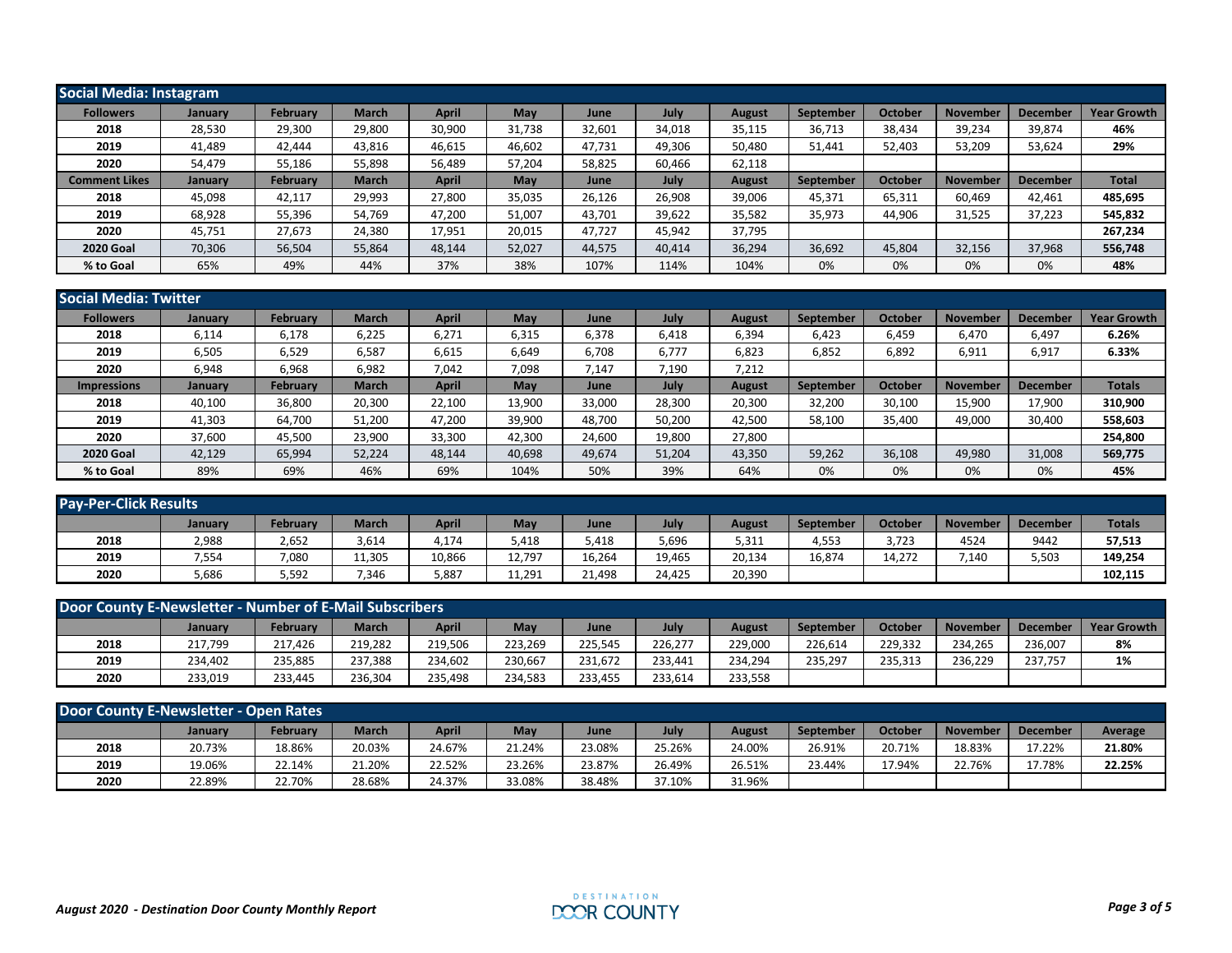## Social Media: Instagram

| Followers | January | February | March | April | May | June | July | August | September | October | November | December | Year Growth |
|---|---|---|---|---|---|---|---|---|---|---|---|---|---|
| 2018 | 28,530 | 29,300 | 29,800 | 30,900 | 31,738 | 32,601 | 34,018 | 35,115 | 36,713 | 38,434 | 39,234 | 39,874 | **46%** |
| 2019 | 41,489 | 42,444 | 43,816 | 46,615 | 46,602 | 47,731 | 49,306 | 50,480 | 51,441 | 52,403 | 53,209 | 53,624 | **29%** |
| 2020 | 54,479 | 55,186 | 55,898 | 56,489 | 57,204 | 58,825 | 60,466 | 62,118 | | | | | |
| **Comment Likes** | **January** | **February** | **March** | **April** | **May** | **June** | **July** | **August** | **September** | **October** | **November** | **December** | **Total** |
| 2018 | 45,098 | 42,117 | 29,993 | 27,800 | 35,035 | 26,126 | 26,908 | 39,006 | 45,371 | 65,311 | 60,469 | 42,461 | **485,695** |
| 2019 | 68,928 | 55,396 | 54,769 | 47,200 | 51,007 | 43,701 | 39,622 | 35,582 | 35,973 | 44,906 | 31,525 | 37,223 | **545,832** |
| 2020 | 45,751 | 27,673 | 24,380 | 17,951 | 20,015 | 47,727 | 45,942 | 37,795 | | | | | **267,234** |
| **2020 Goal** | 70,306 | 56,504 | 55,864 | 48,144 | 52,027 | 44,575 | 40,414 | 36,294 | 36,692 | 45,804 | 32,156 | 37,968 | **556,748** |
| **% to Goal** | 65% | 49% | 44% | 37% | 38% | 107% | 114% | 104% | 0% | 0% | 0% | 0% | **48%** |

## Social Media: Twitter

| Followers | January | February | March | April | May | June | July | August | September | October | November | December | Year Growth |
|---|---|---|---|---|---|---|---|---|---|---|---|---|---|
| 2018 | 6,114 | 6,178 | 6,225 | 6,271 | 6,315 | 6,378 | 6,418 | 6,394 | 6,423 | 6,459 | 6,470 | 6,497 | **6.26%** |
| 2019 | 6,505 | 6,529 | 6,587 | 6,615 | 6,649 | 6,708 | 6,777 | 6,823 | 6,852 | 6,892 | 6,911 | 6,917 | **6.33%** |
| 2020 | 6,948 | 6,968 | 6,982 | 7,042 | 7,098 | 7,147 | 7,190 | 7,212 | | | | | |
| **Impressions** | **January** | **February** | **March** | **April** | **May** | **June** | **July** | **August** | **September** | **October** | **November** | **December** | **Totals** |
| 2018 | 40,100 | 36,800 | 20,300 | 22,100 | 13,900 | 33,000 | 28,300 | 20,300 | 32,200 | 30,100 | 15,900 | 17,900 | **310,900** |
| 2019 | 41,303 | 64,700 | 51,200 | 47,200 | 39,900 | 48,700 | 50,200 | 42,500 | 58,100 | 35,400 | 49,000 | 30,400 | **558,603** |
| 2020 | 37,600 | 45,500 | 23,900 | 33,300 | 42,300 | 24,600 | 19,800 | 27,800 | | | | | **254,800** |
| **2020 Goal** | 42,129 | 65,994 | 52,224 | 48,144 | 40,698 | 49,674 | 51,204 | 43,350 | 59,262 | 36,108 | 49,980 | 31,008 | **569,775** |
| **% to Goal** | 89% | 69% | 46% | 69% | 104% | 50% | 39% | 64% | 0% | 0% | 0% | 0% | **45%** |

## Pay-Per-Click Results

| | January | February | March | April | May | June | July | August | September | October | November | December | Totals |
|---|---|---|---|---|---|---|---|---|---|---|---|---|---|
| 2018 | 2,988 | 2,652 | 3,614 | 4,174 | 5,418 | 5,418 | 5,696 | 5,311 | 4,553 | 3,723 | 4524 | 9442 | **57,513** |
| 2019 | 7,554 | 7,080 | 11,305 | 10,866 | 12,797 | 16,264 | 19,465 | 20,134 | 16,874 | 14,272 | 7,140 | 5,503 | **149,254** |
| 2020 | 5,686 | 5,592 | 7,346 | 5,887 | 11,291 | 21,498 | 24,425 | 20,390 | | | | | **102,115** |

## Door County E-Newsletter - Number of E-Mail Subscribers

| | January | February | March | April | May | June | July | August | September | October | November | December | Year Growth |
|---|---|---|---|---|---|---|---|---|---|---|---|---|---|
| 2018 | 217,799 | 217,426 | 219,282 | 219,506 | 223,269 | 225,545 | 226,277 | 229,000 | 226,614 | 229,332 | 234,265 | 236,007 | **8%** |
| 2019 | 234,402 | 235,885 | 237,388 | 234,602 | 230,667 | 231,672 | 233,441 | 234,294 | 235,297 | 235,313 | 236,229 | 237,757 | **1%** |
| 2020 | 233,019 | 233,445 | 236,304 | 235,498 | 234,583 | 233,455 | 233,614 | 233,558 | | | | | |

## Door County E-Newsletter - Open Rates

| | January | February | March | April | May | June | July | August | September | October | November | December | Average |
|---|---|---|---|---|---|---|---|---|---|---|---|---|---|
| 2018 | 20.73% | 18.86% | 20.03% | 24.67% | 21.24% | 23.08% | 25.26% | 24.00% | 26.91% | 20.71% | 18.83% | 17.22% | **21.80%** |
| 2019 | 19.06% | 22.14% | 21.20% | 22.52% | 23.26% | 23.87% | 26.49% | 26.51% | 23.44% | 17.94% | 22.76% | 17.78% | **22.25%** |
| 2020 | 22.89% | 22.70% | 28.68% | 24.37% | 33.08% | 38.48% | 37.10% | 31.96% | | | | | |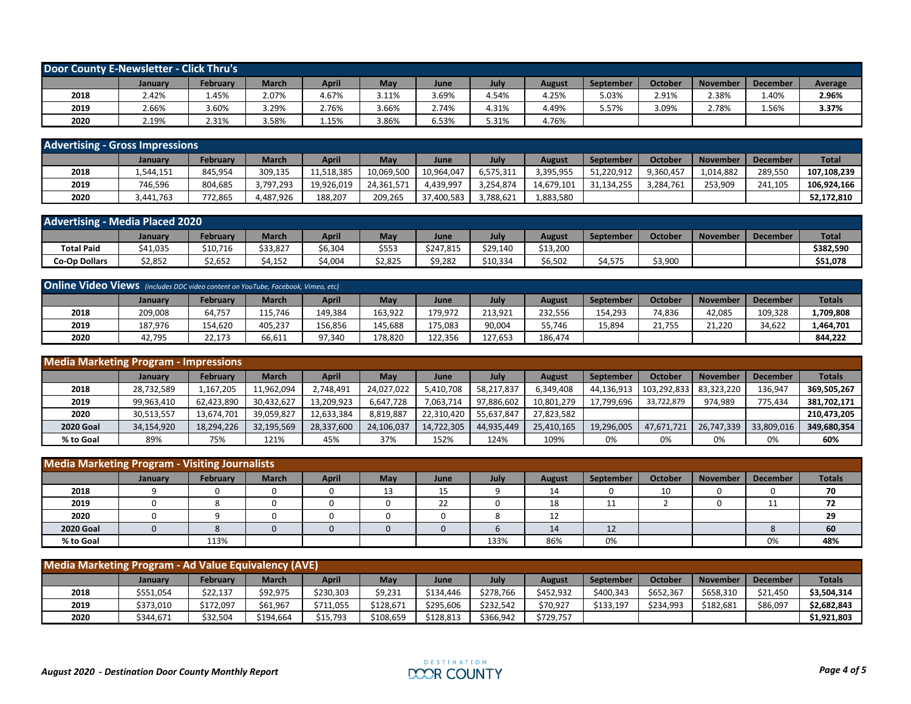## Door County E-Newsletter - Click Thru's

| | January | February | March | April | May | June | July | August | September | October | November | December | Average |
|---|---|---|---|---|---|---|---|---|---|---|---|---|---|
| **2018** | 2.42% | 1.45% | 2.07% | 4.67% | 3.11% | 3.69% | 4.54% | 4.25% | 5.03% | 2.91% | 2.38% | 1.40% | **2.96%** |
| **2019** | 2.66% | 3.60% | 3.29% | 2.76% | 3.66% | 2.74% | 4.31% | 4.49% | 5.57% | 3.09% | 2.78% | 1.56% | **3.37%** |
| **2020** | 2.19% | 2.31% | 3.58% | 1.15% | 3.86% | 6.53% | 5.31% | 4.76% | | | | | |

## Advertising - Gross Impressions

| | January | February | March | April | May | June | July | August | September | October | November | December | Total |
|---|---|---|---|---|---|---|---|---|---|---|---|---|---|
| **2018** | 1,544,151 | 845,954 | 309,135 | 11,518,385 | 10,069,500 | 10,964,047 | 6,575,311 | 3,395,955 | 51,220,912 | 9,360,457 | 1,014,882 | 289,550 | **107,108,239** |
| **2019** | 746,596 | 804,685 | 3,797,293 | 19,926,019 | 24,361,571 | 4,439,997 | 3,254,874 | 14,679,101 | 31,134,255 | 3,284,761 | 253,909 | 241,105 | **106,924,166** |
| **2020** | 3,441,763 | 772,865 | 4,487,926 | 188,207 | 209,265 | 37,400,583 | 3,788,621 | 1,883,580 | | | | | **52,172,810** |

## Advertising - Media Placed 2020

| | January | February | March | April | May | June | July | August | September | October | November | December | Total |
|---|---|---|---|---|---|---|---|---|---|---|---|---|---|
| **Total Paid** | $41,035 | $10,716 | $33,827 | $6,304 | $553 | $247,815 | $29,140 | $13,200 | | | | | **$382,590** |
| **Co-Op Dollars** | $2,852 | $2,652 | $4,152 | $4,004 | $2,825 | $9,282 | $10,334 | $6,502 | $4,575 | $3,900 | | | **$51,078** |

## Online Video Views *(includes DDC video content on YouTube, Facebook, Vimeo, etc)*

| | January | February | March | April | May | June | July | August | September | October | November | December | Totals |
|---|---|---|---|---|---|---|---|---|---|---|---|---|---|
| **2018** | 209,008 | 64,757 | 115,746 | 149,384 | 163,922 | 179,972 | 213,921 | 232,556 | 154,293 | 74,836 | 42,085 | 109,328 | **1,709,808** |
| **2019** | 187,976 | 154,620 | 405,237 | 156,856 | 145,688 | 175,083 | 90,004 | 55,746 | 15,894 | 21,755 | 21,220 | 34,622 | **1,464,701** |
| **2020** | 42,795 | 22,173 | 66,611 | 97,340 | 178,820 | 122,356 | 127,653 | 186,474 | | | | | **844,222** |

## Media Marketing Program - Impressions

| | January | February | March | April | May | June | July | August | September | October | November | December | Totals |
|---|---|---|---|---|---|---|---|---|---|---|---|---|---|
| **2018** | 28,732,589 | 1,167,205 | 11,962,094 | 2,748,491 | 24,027,022 | 5,410,708 | 58,217,837 | 6,349,408 | 44,136,913 | 103,292,833 | 83,323,220 | 136,947 | **369,505,267** |
| **2019** | 99,963,410 | 62,423,890 | 30,432,627 | 13,209,923 | 6,647,728 | 7,063,714 | 97,886,602 | 10,801,279 | 17,799,696 | 33,722,879 | 974,989 | 775,434 | **381,702,171** |
| **2020** | 30,513,557 | 13,674,701 | 39,059,827 | 12,633,384 | 8,819,887 | 22,310,420 | 55,637,847 | 27,823,582 | | | | | **210,473,205** |
| **2020 Goal** | 34,154,920 | 18,294,226 | 32,195,569 | 28,337,600 | 24,106,037 | 14,722,305 | 44,935,449 | 25,410,165 | 19,296,005 | 47,671,721 | 26,747,339 | 33,809,016 | **349,680,354** |
| **% to Goal** | 89% | 75% | 121% | 45% | 37% | 152% | 124% | 109% | 0% | 0% | 0% | 0% | **60%** |

## Media Marketing Program - Visiting Journalists

| | January | February | March | April | May | June | July | August | September | October | November | December | Totals |
|---|---|---|---|---|---|---|---|---|---|---|---|---|---|
| **2018** | 9 | 0 | 0 | 0 | 13 | 15 | 9 | 14 | 0 | 10 | 0 | 0 | **70** |
| **2019** | 0 | 8 | 0 | 0 | 0 | 22 | 0 | 18 | 11 | 2 | 0 | 11 | **72** |
| **2020** | 0 | 9 | 0 | 0 | 0 | 0 | 8 | 12 | | | | | **29** |
| **2020 Goal** | 0 | 8 | 0 | 0 | 0 | 0 | 6 | 14 | 12 | | | 8 | **60** |
| **% to Goal** | | 113% | | | | | 133% | 86% | 0% | | | 0% | **48%** |

## Media Marketing Program - Ad Value Equivalency (AVE)

| | January | February | March | April | May | June | July | August | September | October | November | December | Totals |
|---|---|---|---|---|---|---|---|---|---|---|---|---|---|
| **2018** | $551,054 | $22,137 | $92,975 | $230,303 | $9,231 | $134,446 | $278,766 | $452,932 | $400,343 | $652,367 | $658,310 | $21,450 | **$3,504,314** |
| **2019** | $373,010 | $172,097 | $61,967 | $711,055 | $128,671 | $295,606 | $232,542 | $70,927 | $133,197 | $234,993 | $182,681 | $86,097 | **$2,682,843** |
| **2020** | $344,671 | $32,504 | $194,664 | $15,793 | $108,659 | $128,813 | $366,942 | $729,757 | | | | | **$1,921,803** |

*August 2020 - Destination Door County Monthly Report*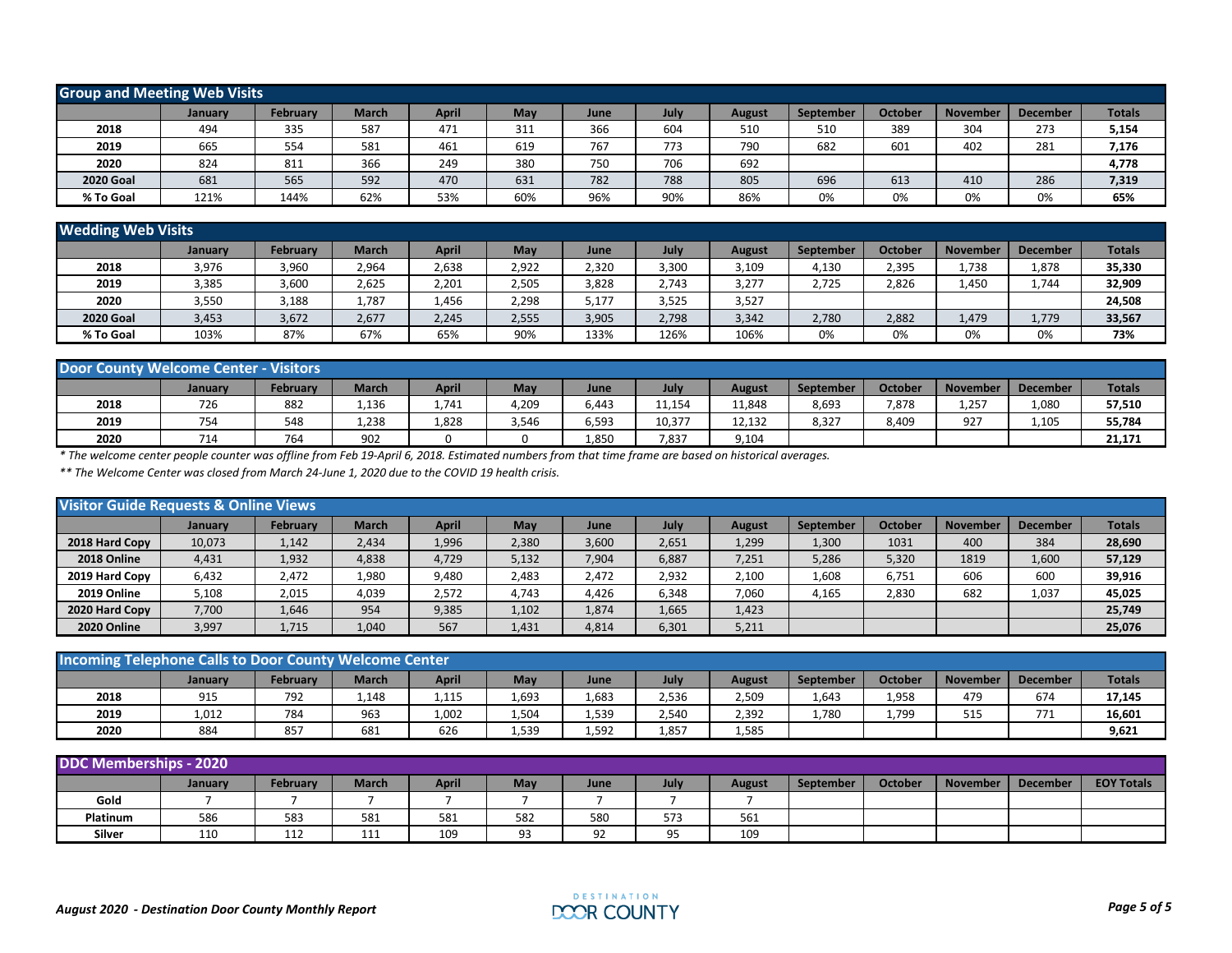## Group and Meeting Web Visits

| | January | February | March | April | May | June | July | August | September | October | November | December | Totals |
|---|---|---|---|---|---|---|---|---|---|---|---|---|---|
| **2018** | 494 | 335 | 587 | 471 | 311 | 366 | 604 | 510 | 510 | 389 | 304 | 273 | **5,154** |
| **2019** | 665 | 554 | 581 | 461 | 619 | 767 | 773 | 790 | 682 | 601 | 402 | 281 | **7,176** |
| **2020** | 824 | 811 | 366 | 249 | 380 | 750 | 706 | 692 | | | | | **4,778** |
| **2020 Goal** | 681 | 565 | 592 | 470 | 631 | 782 | 788 | 805 | 696 | 613 | 410 | 286 | **7,319** |
| **% To Goal** | 121% | 144% | 62% | 53% | 60% | 96% | 90% | 86% | 0% | 0% | 0% | 0% | **65%** |

## Wedding Web Visits

| | January | February | March | April | May | June | July | August | September | October | November | December | Totals |
|---|---|---|---|---|---|---|---|---|---|---|---|---|---|
| **2018** | 3,976 | 3,960 | 2,964 | 2,638 | 2,922 | 2,320 | 3,300 | 3,109 | 4,130 | 2,395 | 1,738 | 1,878 | **35,330** |
| **2019** | 3,385 | 3,600 | 2,625 | 2,201 | 2,505 | 3,828 | 2,743 | 3,277 | 2,725 | 2,826 | 1,450 | 1,744 | **32,909** |
| **2020** | 3,550 | 3,188 | 1,787 | 1,456 | 2,298 | 5,177 | 3,525 | 3,527 | | | | | **24,508** |
| **2020 Goal** | 3,453 | 3,672 | 2,677 | 2,245 | 2,555 | 3,905 | 2,798 | 3,342 | 2,780 | 2,882 | 1,479 | 1,779 | **33,567** |
| **% To Goal** | 103% | 87% | 67% | 65% | 90% | 133% | 126% | 106% | 0% | 0% | 0% | 0% | **73%** |

## Door County Welcome Center - Visitors

| | January | February | March | April | May | June | July | August | September | October | November | December | Totals |
|---|---|---|---|---|---|---|---|---|---|---|---|---|---|
| **2018** | 726 | 882 | 1,136 | 1,741 | 4,209 | 6,443 | 11,154 | 11,848 | 8,693 | 7,878 | 1,257 | 1,080 | **57,510** |
| **2019** | 754 | 548 | 1,238 | 1,828 | 3,546 | 6,593 | 10,377 | 12,132 | 8,327 | 8,409 | 927 | 1,105 | **55,784** |
| **2020** | 714 | 764 | 902 | 0 | 0 | 1,850 | 7,837 | 9,104 | | | | | **21,171** |

*\* The welcome center people counter was offline from Feb 19-April 6, 2018. Estimated numbers from that time frame are based on historical averages.*

*\*\* The Welcome Center was closed from March 24-June 1, 2020 due to the COVID 19 health crisis.*

## Visitor Guide Requests & Online Views

| | January | February | March | April | May | June | July | August | September | October | November | December | Totals |
|---|---|---|---|---|---|---|---|---|---|---|---|---|---|
| **2018 Hard Copy** | 10,073 | 1,142 | 2,434 | 1,996 | 2,380 | 3,600 | 2,651 | 1,299 | 1,300 | 1031 | 400 | 384 | **28,690** |
| **2018 Online** | 4,431 | 1,932 | 4,838 | 4,729 | 5,132 | 7,904 | 6,887 | 7,251 | 5,286 | 5,320 | 1819 | 1,600 | **57,129** |
| **2019 Hard Copy** | 6,432 | 2,472 | 1,980 | 9,480 | 2,483 | 2,472 | 2,932 | 2,100 | 1,608 | 6,751 | 606 | 600 | **39,916** |
| **2019 Online** | 5,108 | 2,015 | 4,039 | 2,572 | 4,743 | 4,426 | 6,348 | 7,060 | 4,165 | 2,830 | 682 | 1,037 | **45,025** |
| **2020 Hard Copy** | 7,700 | 1,646 | 954 | 9,385 | 1,102 | 1,874 | 1,665 | 1,423 | | | | | **25,749** |
| **2020 Online** | 3,997 | 1,715 | 1,040 | 567 | 1,431 | 4,814 | 6,301 | 5,211 | | | | | **25,076** |

## Incoming Telephone Calls to Door County Welcome Center

| | January | February | March | April | May | June | July | August | September | October | November | December | Totals |
|---|---|---|---|---|---|---|---|---|---|---|---|---|---|
| **2018** | 915 | 792 | 1,148 | 1,115 | 1,693 | 1,683 | 2,536 | 2,509 | 1,643 | 1,958 | 479 | 674 | **17,145** |
| **2019** | 1,012 | 784 | 963 | 1,002 | 1,504 | 1,539 | 2,540 | 2,392 | 1,780 | 1,799 | 515 | 771 | **16,601** |
| **2020** | 884 | 857 | 681 | 626 | 1,539 | 1,592 | 1,857 | 1,585 | | | | | **9,621** |

## DDC Memberships - 2020

| | January | February | March | April | May | June | July | August | September | October | November | December | EOY Totals |
|---|---|---|---|---|---|---|---|---|---|---|---|---|---|
| **Gold** | 7 | 7 | 7 | 7 | 7 | 7 | 7 | 7 | | | | | |
| **Platinum** | 586 | 583 | 581 | 581 | 582 | 580 | 573 | 561 | | | | | |
| **Silver** | 110 | 112 | 111 | 109 | 93 | 92 | 95 | 109 | | | | | |